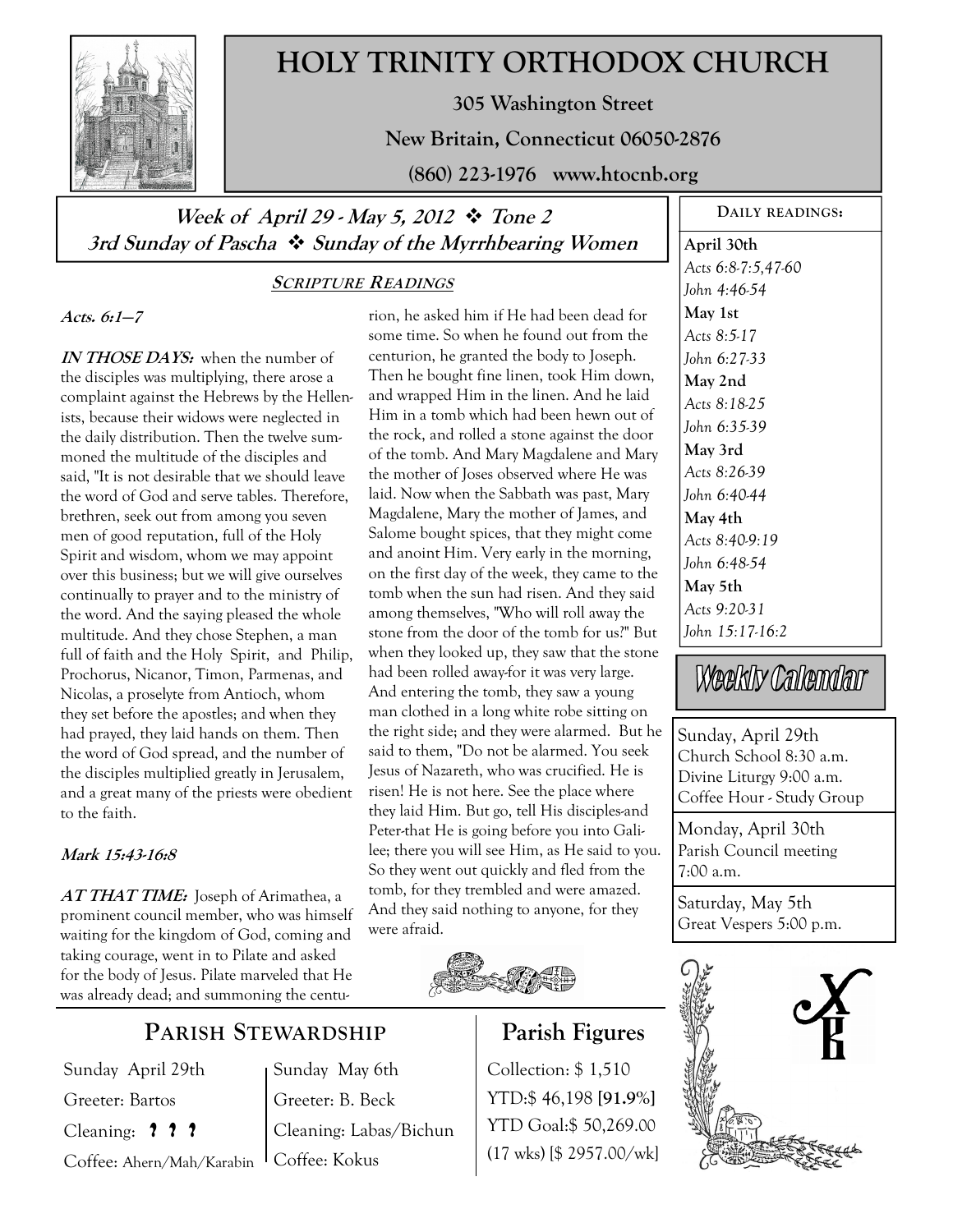# HOLY TRINITY ORTHODOX CHURCH

**305 Washington Street**

**New Britain, Connecticut 06050-2876**

**(860) 223-1976 www.htocnb.org**

***Week of April 29 - May 5, 2012 ❖ Tone 2***
***3rd Sunday of Pascha ❖ Sunday of the Myrrhbearing Women***

## SCRIPTURE READINGS

***Acts. 6:1—7***

***IN THOSE DAYS:*** when the number of the disciples was multiplying, there arose a complaint against the Hebrews by the Hellenists, because their widows were neglected in the daily distribution. Then the twelve summoned the multitude of the disciples and said, "It is not desirable that we should leave the word of God and serve tables. Therefore, brethren, seek out from among you seven men of good reputation, full of the Holy Spirit and wisdom, whom we may appoint over this business; but we will give ourselves continually to prayer and to the ministry of the word. And the saying pleased the whole multitude. And they chose Stephen, a man full of faith and the Holy Spirit, and Philip, Prochorus, Nicanor, Timon, Parmenas, and Nicolas, a proselyte from Antioch, whom they set before the apostles; and when they had prayed, they laid hands on them. Then the word of God spread, and the number of the disciples multiplied greatly in Jerusalem, and a great many of the priests were obedient to the faith.

***Mark 15:43-16:8***

***AT THAT TIME:*** Joseph of Arimathea, a prominent council member, who was himself waiting for the kingdom of God, coming and taking courage, went in to Pilate and asked for the body of Jesus. Pilate marveled that He was already dead; and summoning the centurion, he asked him if He had been dead for some time. So when he found out from the centurion, he granted the body to Joseph. Then he bought fine linen, took Him down, and wrapped Him in the linen. And he laid Him in a tomb which had been hewn out of the rock, and rolled a stone against the door of the tomb. And Mary Magdalene and Mary the mother of Joses observed where He was laid. Now when the Sabbath was past, Mary Magdalene, Mary the mother of James, and Salome bought spices, that they might come and anoint Him. Very early in the morning, on the first day of the week, they came to the tomb when the sun had risen. And they said among themselves, "Who will roll away the stone from the door of the tomb for us?" But when they looked up, they saw that the stone had been rolled away-for it was very large. And entering the tomb, they saw a young man clothed in a long white robe sitting on the right side; and they were alarmed. But he said to them, "Do not be alarmed. You seek Jesus of Nazareth, who was crucified. He is risen! He is not here. See the place where they laid Him. But go, tell His disciples-and Peter-that He is going before you into Galilee; there you will see Him, as He said to you. So they went out quickly and fled from the tomb, for they trembled and were amazed. And they said nothing to anyone, for they were afraid.

## DAILY READINGS:

**April 30th**
*Acts 6:8-7:5,47-60*
*John 4:46-54*

**May 1st**
*Acts 8:5-17*
*John 6:27-33*

**May 2nd**
*Acts 8:18-25*
*John 6:35-39*

**May 3rd**
*Acts 8:26-39*
*John 6:40-44*

**May 4th**
*Acts 8:40-9:19*
*John 6:48-54*

**May 5th**
*Acts 9:20-31*
*John 15:17-16:2*

## Weekly Calendar

Sunday, April 29th
Church School 8:30 a.m.
Divine Liturgy 9:00 a.m.
Coffee Hour - Study Group

Monday, April 30th
Parish Council meeting
7:00 a.m.

Saturday, May 5th
Great Vespers 5:00 p.m.

## PARISH STEWARDSHIP

Sunday April 29th
Greeter: Bartos
Cleaning: ? ? ?
Coffee: Ahern/Mah/Karabin

Sunday May 6th
Greeter: B. Beck
Cleaning: Labas/Bichun
Coffee: Kokus

## Parish Figures

Collection: $ 1,510
YTD:$ 46,198 **[91.9%]**
YTD Goal:$ 50,269.00
(17 wks) [$ 2957.00/wk]

Х
В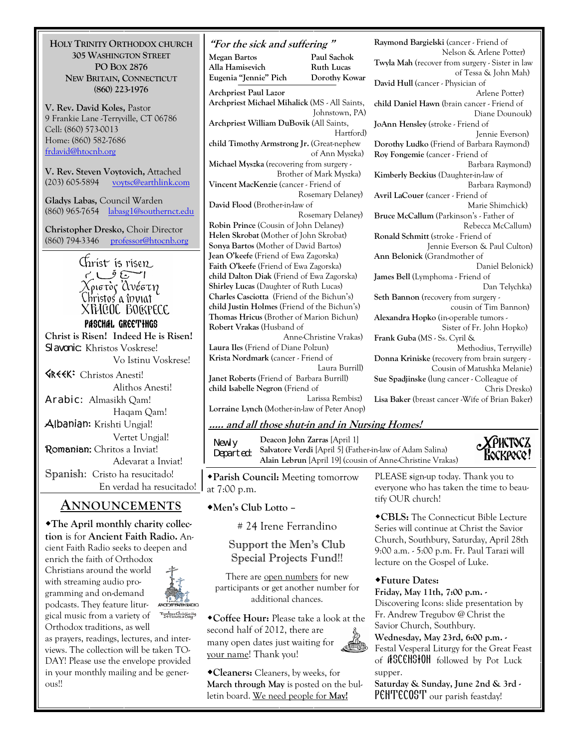**Holy Trinity Orthodox Church**
**305 Washington Street**
**PO Box 2876**
**New Britain, Connecticut**
**(860) 223-1976**

**V. Rev. David Koles,** Pastor
9 Frankie Lane -Terryville, CT 06786
Cell: (860) 573-0013
Home: (860) 582-7686
frdavid@htocnb.org

**V. Rev. Steven Voytovich,** Attached
(203) 605-5894 voytsc@earthlink.com

**Gladys Labas,** Council Warden
(860) 965-7654 labasg1@southernct.edu

**Christopher Dresko,** Choir Director
(860) 794-3346 professor@htocnb.org

Christ is risen
Χριστὸς ἀνέστη
Christos a inviat
ХРИСТОС ВОСКРЕСЕ

**PASCHAL GREETINGS**

**Christ is Risen! Indeed He is Risen!**

Slavonic: Khristos Voskrese!
Vo Istinu Voskrese!

Greek: Christos Anesti!
Alithos Anesti!

Arabic: Almasikh Qam!
Haqam Qam!

Albanian: Krishti Ungjal!
Vertet Ungjal!

Romanian: Christos a Inviat!
Adevarat a Inviat!

Spanish: Cristo ha resucitado!
En verdad ha resucitado!

## Announcements

♦**The April monthly charity collection** is for **Ancient Faith Radio.** Ancient Faith Radio seeks to deepen and enrich the faith of Orthodox Christians around the world with streaming audio programming and on-demand podcasts. They feature liturgical music from a variety of Orthodox traditions, as well as prayers, readings, lectures, and interviews. The collection will be taken TODAY! Please use the envelope provided in your monthly mailing and be generous!!

### *"For the sick and suffering"*

**Megan Bartos**
**Alla Hamisevich**
**Eugenia "Jennie" Pich**
**Paul Sachok**
**Ruth Lucas**
**Dorothy Kowar**
**Archpriest Paul Lazor**
**Archpriest Michael Mihalick** (MS - All Saints, Johnstown, PA)
**Archpriest William DuBovik** (All Saints, Hartford)
**child Timothy Armstrong Jr.** (Great-nephew of Ann Myszka)
**Michael Myszka** (recovering from surgery - Brother of Mark Myszka)
**Vincent MacKenzie** (cancer - Friend of Rosemary Delaney)
**David Flood** (Brother-in-law of Rosemary Delaney)
**Robin Prince** (Cousin of John Delaney)
**Helen Skrobat** (Mother of John Skrobat)
**Sonya Bartos** (Mother of David Bartos)
**Jean O'keefe** (Friend of Ewa Zagorska)
**Faith O'keefe** (Friend of Ewa Zagorska)
**child Dalton Diak** (Friend of Ewa Zagorska)
**Shirley Lucas** (Daughter of Ruth Lucas)
**Charles Casciotta** (Friend of the Bichun's)
**child Justin Holmes** (Friend of the Bichun's)
**Thomas Hricus** (Brother of Marion Bichun)
**Robert Vrakas** (Husband of Anne-Christine Vrakas)
**Laura Iles** (Friend of Diane Polzun)
**Krista Nordmark** (cancer - Friend of Laura Burrill)
**Janet Roberts** (Friend of Barbara Burrill)
**child Isabelle Negron** (Friend of Larissa Rembisz)
**Lorraine Lynch** (Mother-in-law of Peter Anop)
**Raymond Bargielski** (cancer - Friend of Nelson & Arlene Potter)
**Twyla Mah** (recover from surgery - Sister in law of Tessa & John Mah)
**David Hull** (cancer - Physician of Arlene Potter)
**child Daniel Hawn** (brain cancer - Friend of Diane Dounouk)
**JoAnn Hensley** (stroke - Friend of Jennie Everson)
**Dorothy Ludko** (Friend of Barbara Raymond)
**Roy Fongemie** (cancer - Friend of Barbara Raymond)
**Kimberly Beckius** (Daughter-in-law of Barbara Raymond)
**Avril LaCouer** (cancer - Friend of Marie Shimchick)
**Bruce McCallum** (Parkinson's - Father of Rebecca McCallum)
**Ronald Schmitt** (stroke - Friend of Jennie Everson & Paul Culton)
**Ann Belonick** (Grandmother of Daniel Belonick)
**James Bell** (Lymphoma - Friend of Dan Telychka)
**Seth Bannon** (recovery from surgery - cousin of Tim Bannon)
**Alexandra Hopko** (in-operable tumors - Sister of Fr. John Hopko)
**Frank Guba** (MS - Ss. Cyril & Methodius, Terryville)
**Donna Kriniske** (recovery from brain surgery - Cousin of Matushka Melanie)
**Sue Spadjinske** (lung cancer - Colleague of Chris Dresko)
**Lisa Baker** (breast cancer -Wife of Brian Baker)

***..... and all those shut-in and in Nursing Homes!***

Newly Departed:
**Deacon John Zarras** [April 1]
**Salvatore Verdi** [April 5] (Father-in-law of Adam Salina)
**Alain Lebrun** [April 19] (cousin of Anne-Christine Vrakas)

ХРИСТОС ВОСКРЕСЕ!

♦**Parish Council:** Meeting tomorrow at 7:00 p.m.

♦**Men's Club Lotto –**

# 24 Irene Ferrandino

Support the Men's Club Special Projects Fund!!

There are open numbers for new participants or get another number for additional chances.

♦**Coffee Hour:** Please take a look at the second half of 2012, there are many open dates just waiting for your name! Thank you!

♦**Cleaners:** Cleaners, by weeks, for **March through May** is posted on the bulletin board. We need people for **May!** PLEASE sign-up today. Thank you to everyone who has taken the time to beautify OUR church!

♦**CBLS:** The Connecticut Bible Lecture Series will continue at Christ the Savior Church, Southbury, Saturday, April 28th 9:00 a.m. - 5:00 p.m. Fr. Paul Tarazi will lecture on the Gospel of Luke.

♦**Future Dates:**
**Friday, May 11th, 7:00 p.m. -** Discovering Icons: slide presentation by Fr. Andrew Tregubov @ Christ the Savior Church, Southbury.
**Wednesday, May 23rd, 6:00 p.m. -** Festal Vesperal Liturgy for the Great Feast of ASCENSION followed by Pot Luck supper.
**Saturday & Sunday, June 2nd & 3rd -** PENTECOST our parish feastday!